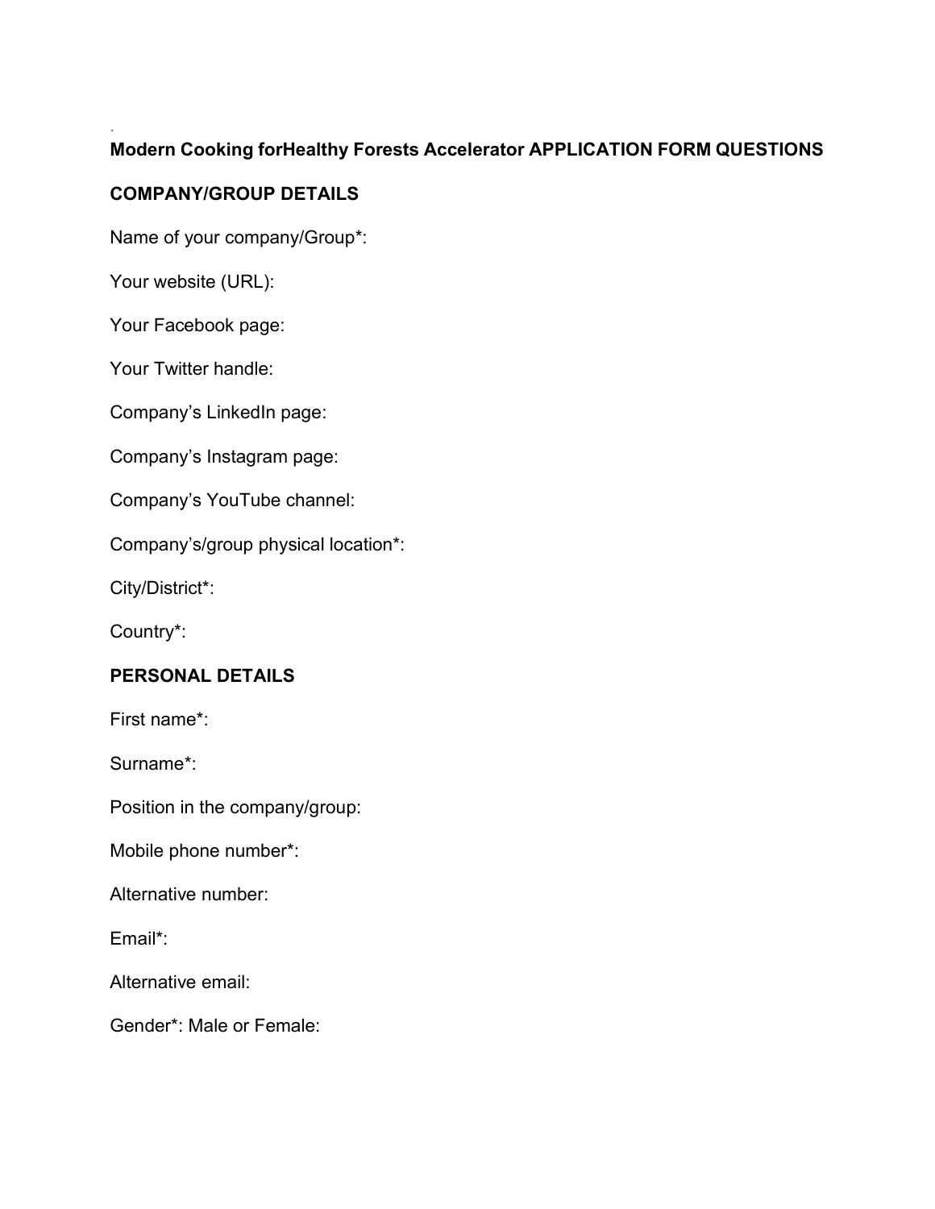## Modern Cooking forHealthy Forests Accelerator APPLICATION FORM QUESTIONS

### COMPANY/GROUP DETAILS

Name of your company/Group*:

Your website (URL):

Your Facebook page:

Your Twitter handle:

Company's LinkedIn page:

Company's Instagram page:

Company's YouTube channel:

Company's/group physical location*:

City/District*:

Country*:

### PERSONAL DETAILS

First name*:

Surname*:

Position in the company/group:

Mobile phone number*:

Alternative number:

Email*:

Alternative email:

Gender*: Male or Female: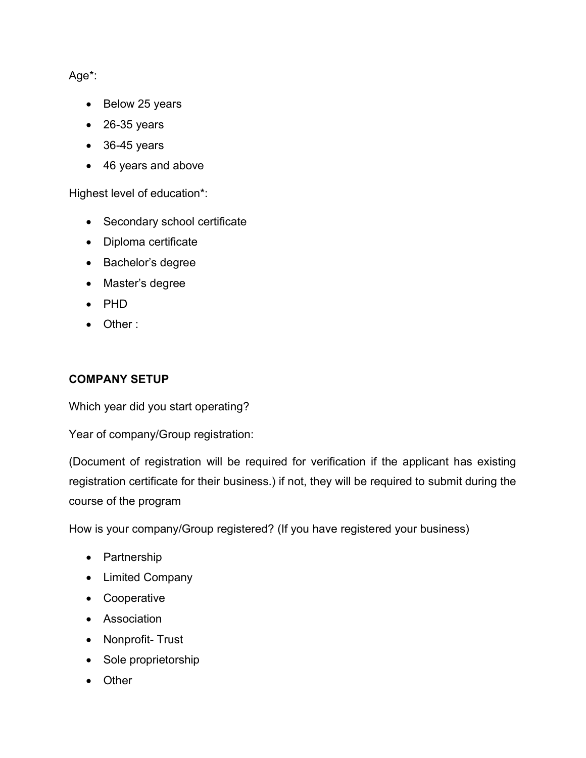Age*:

- Below 25 years
- 26-35 years
- 36-45 years
- 46 years and above

Highest level of education*:

- Secondary school certificate
- Diploma certificate
- Bachelor's degree
- Master's degree
- PHD
- Other :

**COMPANY SETUP**

Which year did you start operating?

Year of company/Group registration:

(Document of registration will be required for verification if the applicant has existing registration certificate for their business.) if not, they will be required to submit during the course of the program

How is your company/Group registered? (If you have registered your business)

- Partnership
- Limited Company
- Cooperative
- Association
- Nonprofit- Trust
- Sole proprietorship
- Other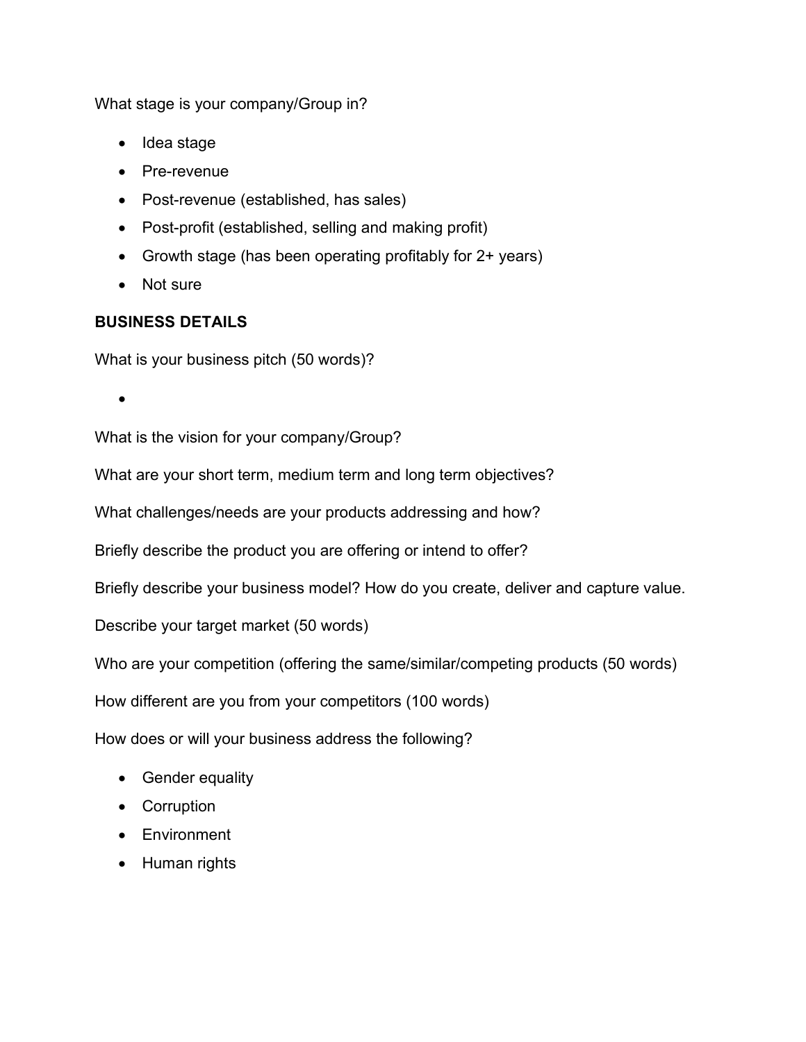What stage is your company/Group in?

- Idea stage
- Pre-revenue
- Post-revenue (established, has sales)
- Post-profit (established, selling and making profit)
- Growth stage (has been operating profitably for 2+ years)
- Not sure

**BUSINESS DETAILS**

What is your business pitch (50 words)?

- 

What is the vision for your company/Group?

What are your short term, medium term and long term objectives?

What challenges/needs are your products addressing and how?

Briefly describe the product you are offering or intend to offer?

Briefly describe your business model? How do you create, deliver and capture value.

Describe your target market (50 words)

Who are your competition (offering the same/similar/competing products (50 words)

How different are you from your competitors (100 words)

How does or will your business address the following?

- Gender equality
- Corruption
- Environment
- Human rights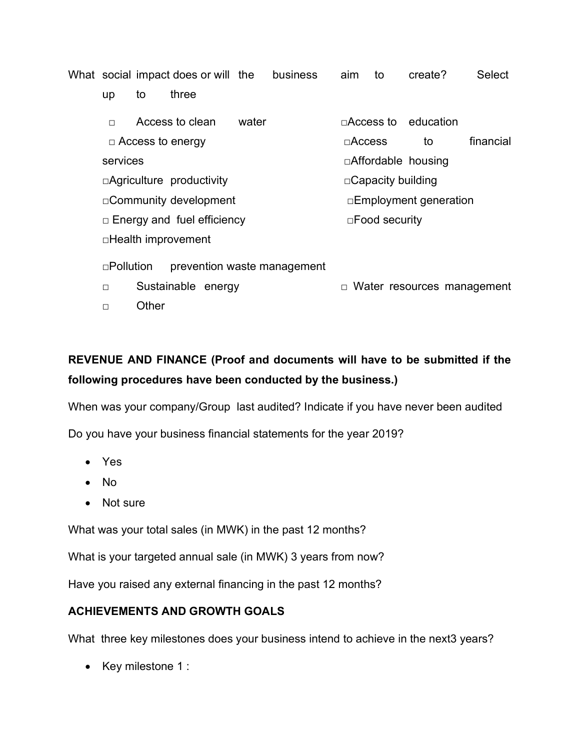What social impact does or will the business aim to create? Select up to three

- □ Access to clean water
- □ Access to education
- □ Access to energy
- □ Access to financial services
- □ Affordable housing
- □ Agriculture productivity
- □ Capacity building
- □ Community development
- □ Employment generation
- □ Energy and fuel efficiency
- □ Food security
- □ Health improvement
- □ Pollution prevention waste management
- □ Sustainable energy
- □ Water resources management
- □ Other

**REVENUE AND FINANCE (Proof and documents will have to be submitted if the following procedures have been conducted by the business.)**

When was your company/Group last audited? Indicate if you have never been audited

Do you have your business financial statements for the year 2019?

- Yes
- No
- Not sure

What was your total sales (in MWK) in the past 12 months?

What is your targeted annual sale (in MWK) 3 years from now?

Have you raised any external financing in the past 12 months?

**ACHIEVEMENTS AND GROWTH GOALS**

What three key milestones does your business intend to achieve in the next3 years?

- Key milestone 1 :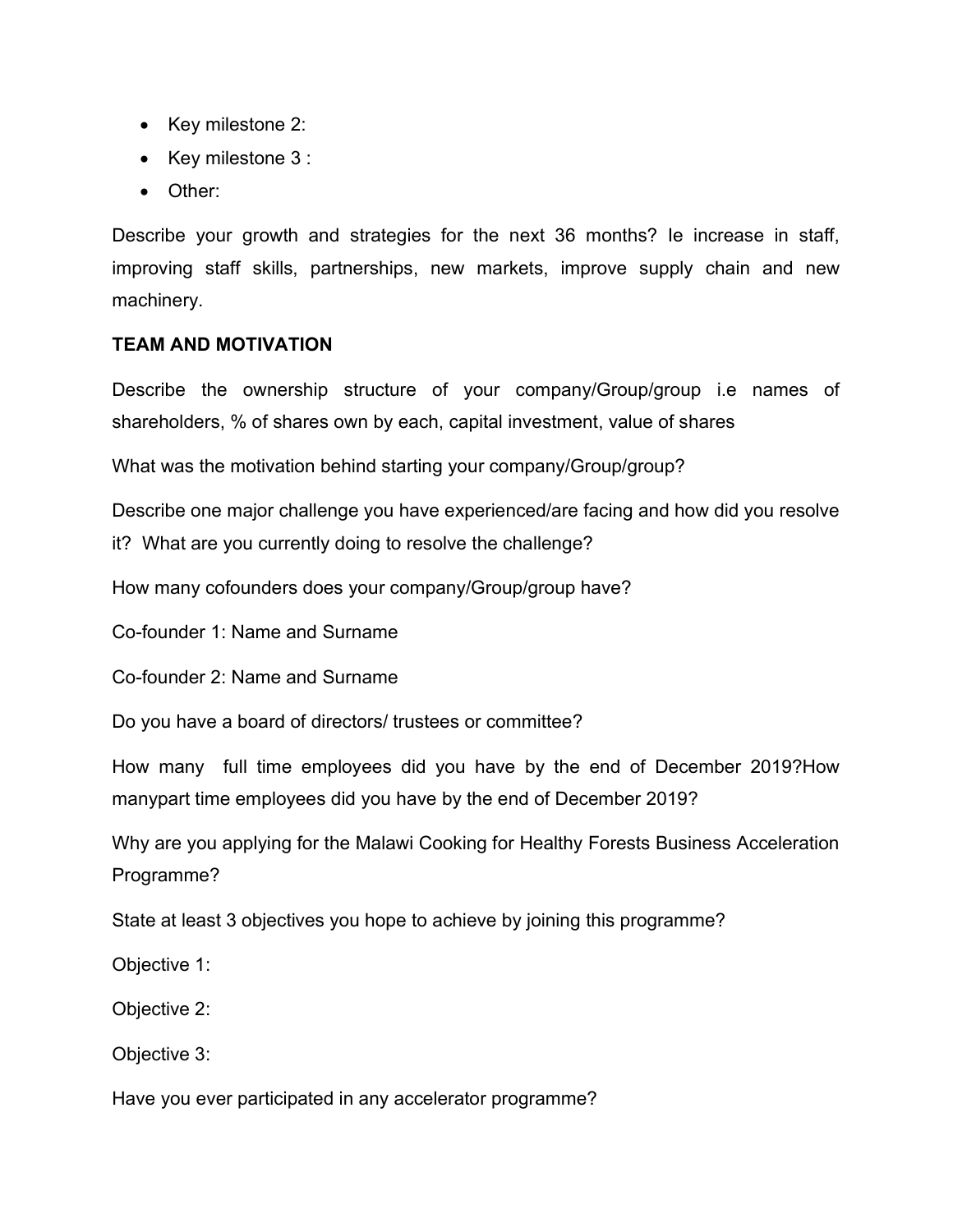- Key milestone 2:
- Key milestone 3 :
- Other:

Describe your growth and strategies for the next 36 months? Ie increase in staff, improving staff skills, partnerships, new markets, improve supply chain and new machinery.

**TEAM AND MOTIVATION**

Describe the ownership structure of your company/Group/group i.e names of shareholders, % of shares own by each, capital investment, value of shares

What was the motivation behind starting your company/Group/group?

Describe one major challenge you have experienced/are facing and how did you resolve it? What are you currently doing to resolve the challenge?

How many cofounders does your company/Group/group have?

Co-founder 1: Name and Surname

Co-founder 2: Name and Surname

Do you have a board of directors/ trustees or committee?

How many full time employees did you have by the end of December 2019?How manypart time employees did you have by the end of December 2019?

Why are you applying for the Malawi Cooking for Healthy Forests Business Acceleration Programme?

State at least 3 objectives you hope to achieve by joining this programme?

Objective 1:

Objective 2:

Objective 3:

Have you ever participated in any accelerator programme?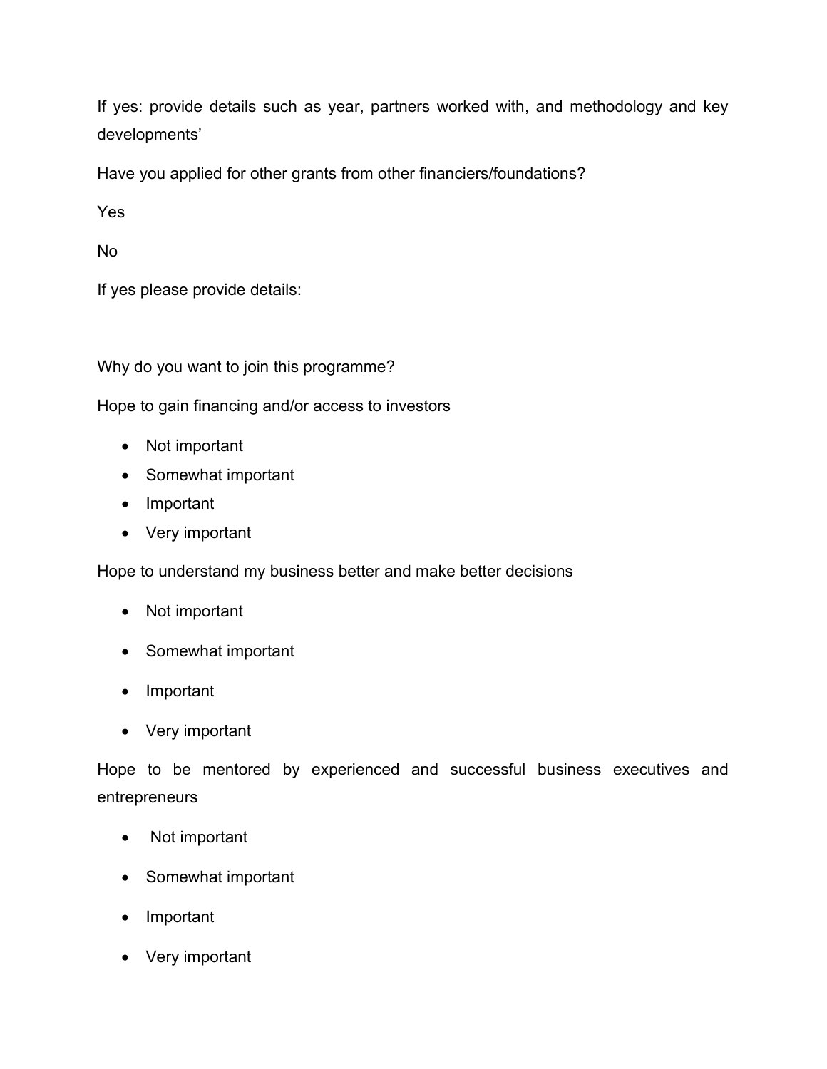If yes: provide details such as year, partners worked with, and methodology and key developments'

Have you applied for other grants from other financiers/foundations?

Yes

No

If yes please provide details:

Why do you want to join this programme?

Hope to gain financing and/or access to investors

- Not important
- Somewhat important
- Important
- Very important

Hope to understand my business better and make better decisions

- Not important
- Somewhat important
- Important
- Very important

Hope to be mentored by experienced and successful business executives and entrepreneurs

- Not important
- Somewhat important
- Important
- Very important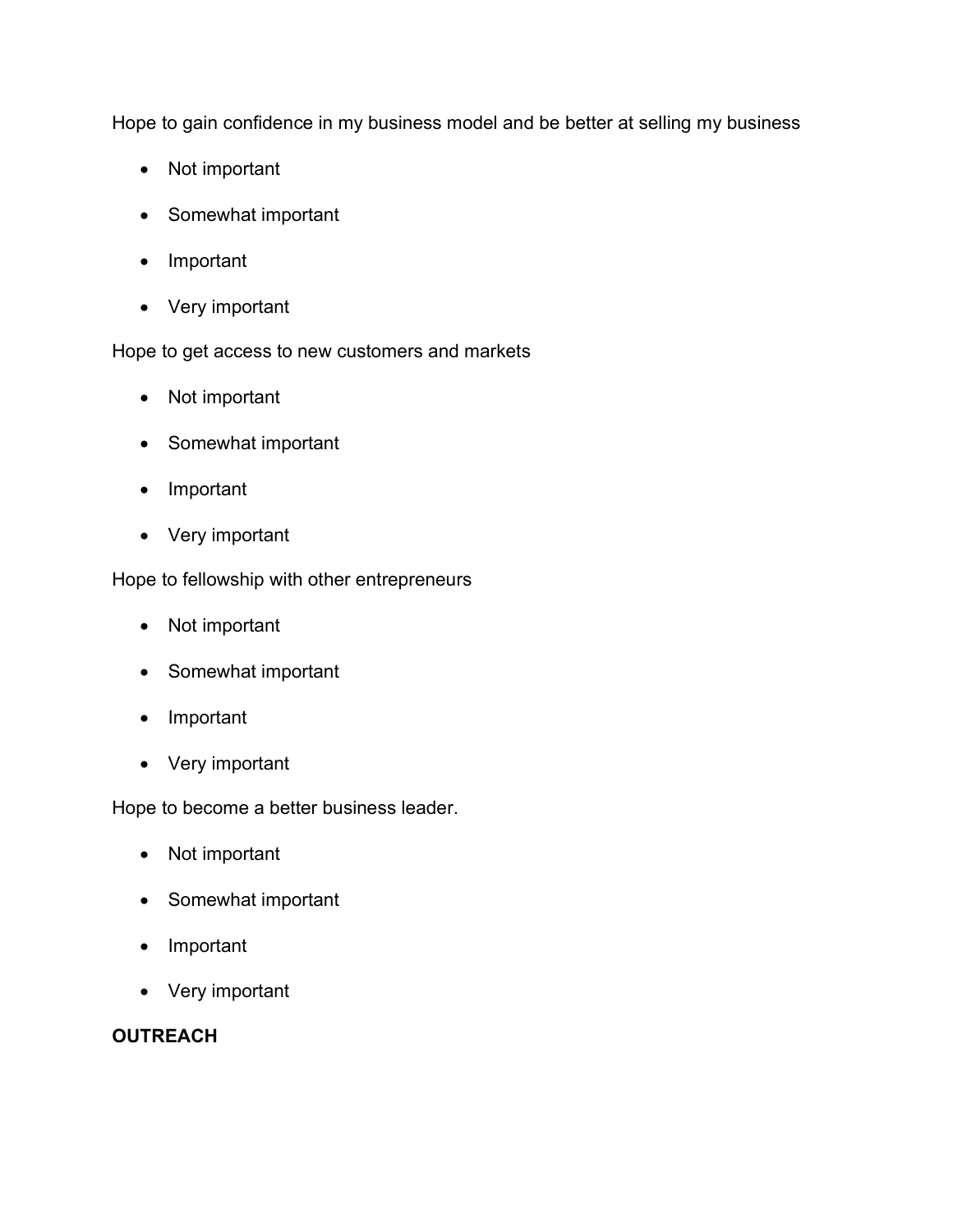Hope to gain confidence in my business model and be better at selling my business

- Not important
- Somewhat important
- Important
- Very important

Hope to get access to new customers and markets

- Not important
- Somewhat important
- Important
- Very important

Hope to fellowship with other entrepreneurs

- Not important
- Somewhat important
- Important
- Very important

Hope to become a better business leader.

- Not important
- Somewhat important
- Important
- Very important

**OUTREACH**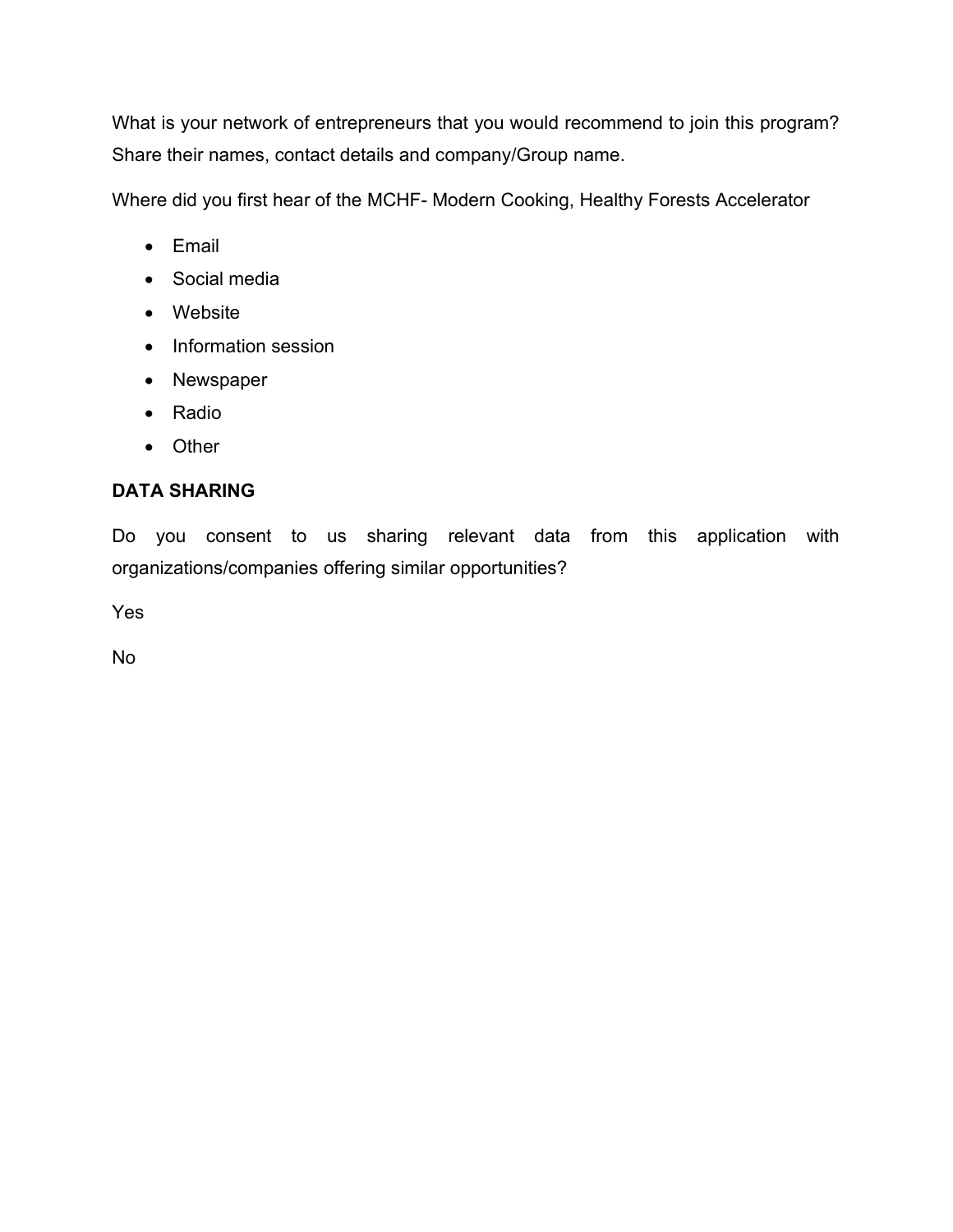What is your network of entrepreneurs that you would recommend to join this program? Share their names, contact details and company/Group name.

Where did you first hear of the MCHF- Modern Cooking, Healthy Forests Accelerator

- Email
- Social media
- Website
- Information session
- Newspaper
- Radio
- Other

**DATA SHARING**

Do you consent to us sharing relevant data from this application with organizations/companies offering similar opportunities?

Yes

No